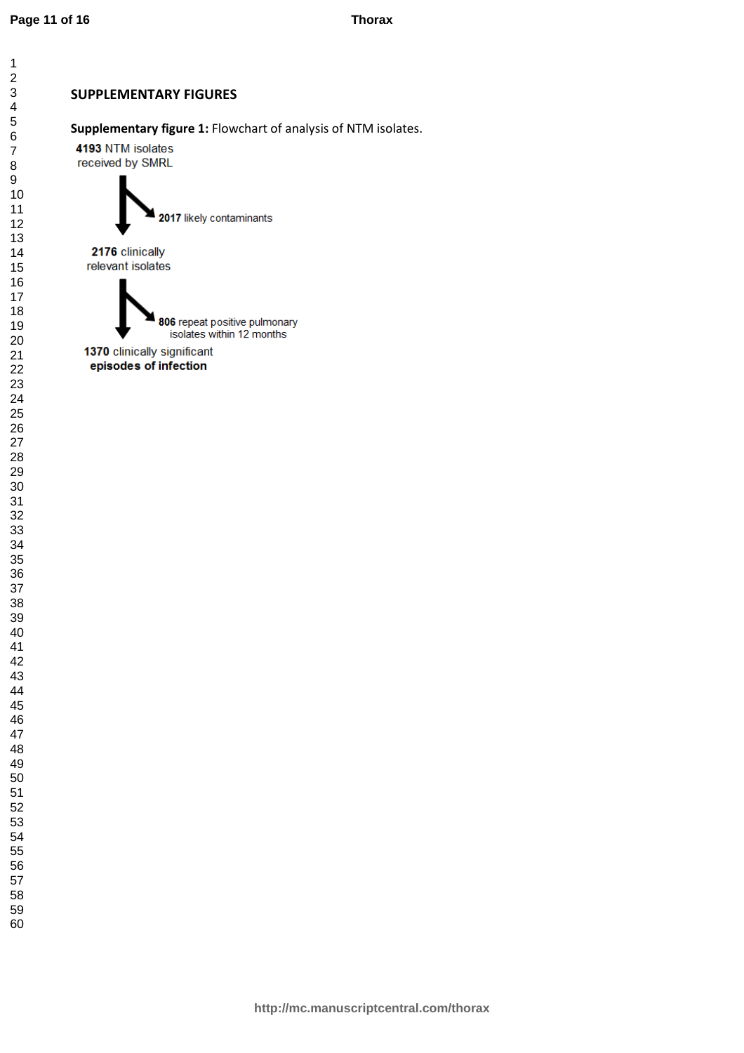## SUPPLEMENTARY FIGURES

**Supplementary figure 1:** Flowchart of analysis of NTM isolates.

**4193** NTM isolates received by SMRL

→ **2017** likely contaminants

**2176** clinically relevant isolates

→ **806** repeat positive pulmonary isolates within 12 months

**1370** clinically significant **episodes of infection**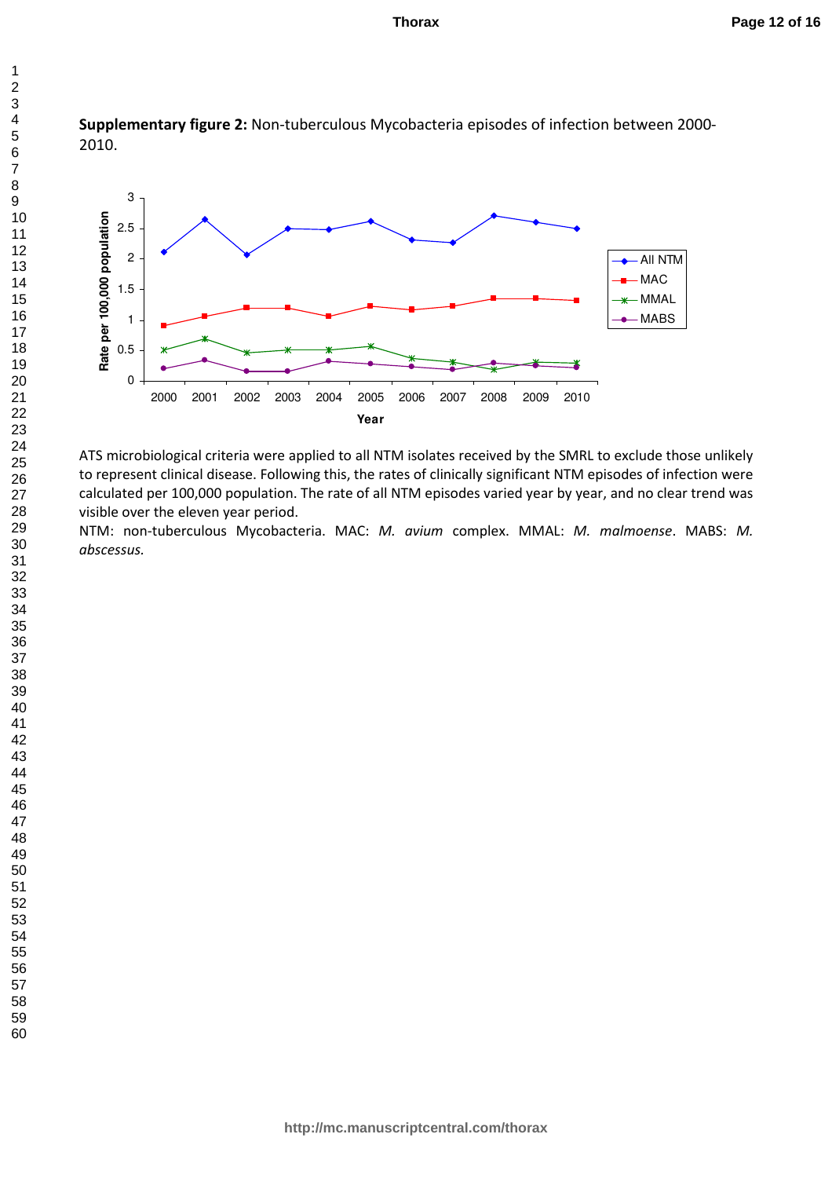**Supplementary figure 2:** Non-tuberculous Mycobacteria episodes of infection between 2000-2010.

ATS microbiological criteria were applied to all NTM isolates received by the SMRL to exclude those unlikely to represent clinical disease. Following this, the rates of clinically significant NTM episodes of infection were calculated per 100,000 population. The rate of all NTM episodes varied year by year, and no clear trend was visible over the eleven year period.

NTM: non-tuberculous Mycobacteria. MAC: *M. avium* complex. MMAL: *M. malmoense*. MABS: *M. abscessus.*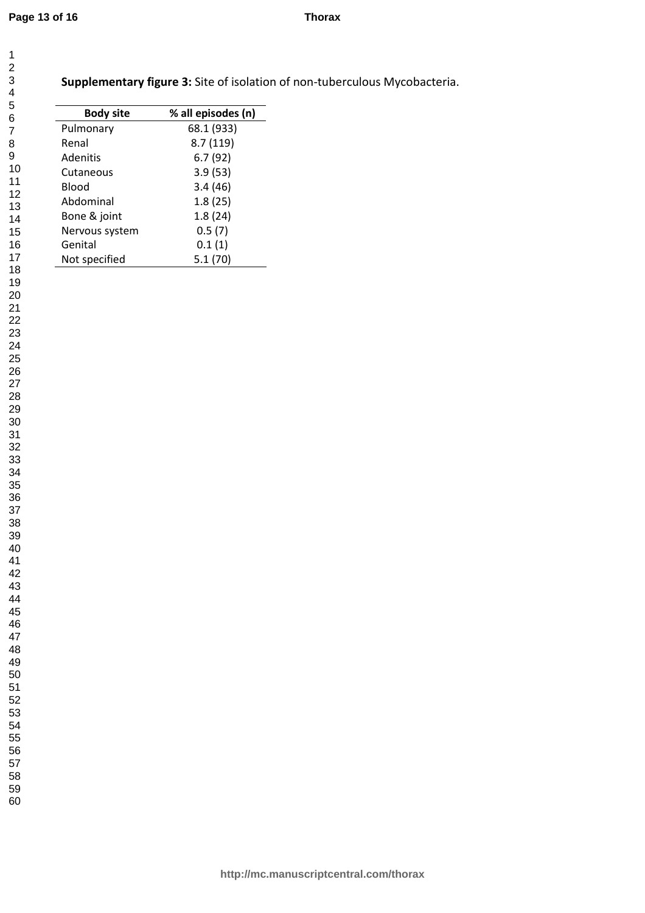**Supplementary figure 3:** Site of isolation of non-tuberculous Mycobacteria.

| Body site | % all episodes (n) |
|---|---|
| Pulmonary | 68.1 (933) |
| Renal | 8.7 (119) |
| Adenitis | 6.7 (92) |
| Cutaneous | 3.9 (53) |
| Blood | 3.4 (46) |
| Abdominal | 1.8 (25) |
| Bone & joint | 1.8 (24) |
| Nervous system | 0.5 (7) |
| Genital | 0.1 (1) |
| Not specified | 5.1 (70) |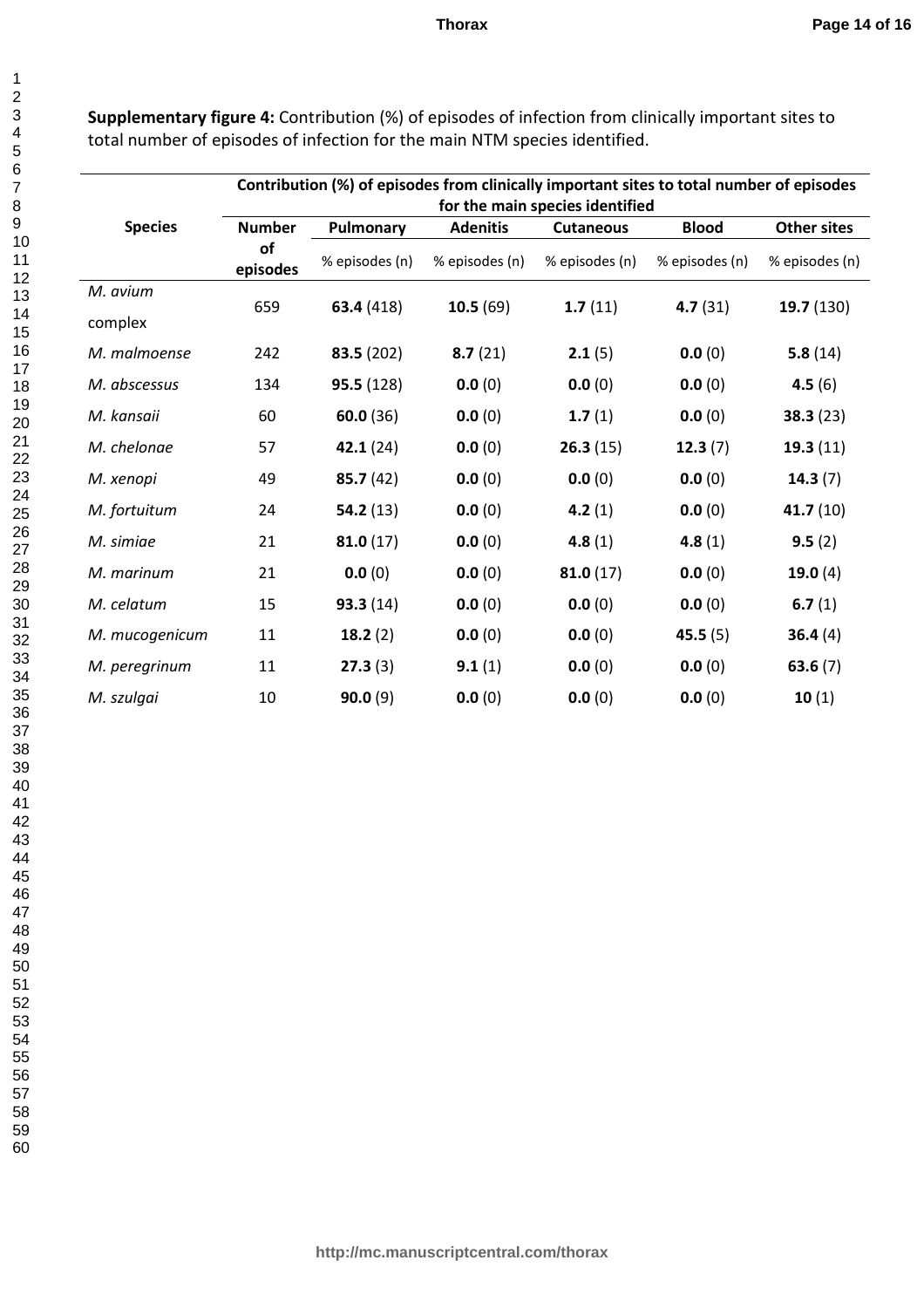**Supplementary figure 4:** Contribution (%) of episodes of infection from clinically important sites to total number of episodes of infection for the main NTM species identified.

| Species | Number of episodes | Contribution (%) of episodes from clinically important sites to total number of episodes for the main species identified | | | | |
|---|---|---|---|---|---|---|
| | | Pulmonary | Adenitis | Cutaneous | Blood | Other sites |
| | | % episodes (n) | % episodes (n) | % episodes (n) | % episodes (n) | % episodes (n) |
| *M. avium* complex | 659 | **63.4** (418) | **10.5** (69) | **1.7** (11) | **4.7** (31) | **19.7** (130) |
| *M. malmoense* | 242 | **83.5** (202) | **8.7** (21) | **2.1** (5) | **0.0** (0) | **5.8** (14) |
| *M. abscessus* | 134 | **95.5** (128) | **0.0** (0) | **0.0** (0) | **0.0** (0) | **4.5** (6) |
| *M. kansaii* | 60 | **60.0** (36) | **0.0** (0) | **1.7** (1) | **0.0** (0) | **38.3** (23) |
| *M. chelonae* | 57 | **42.1** (24) | **0.0** (0) | **26.3** (15) | **12.3** (7) | **19.3** (11) |
| *M. xenopi* | 49 | **85.7** (42) | **0.0** (0) | **0.0** (0) | **0.0** (0) | **14.3** (7) |
| *M. fortuitum* | 24 | **54.2** (13) | **0.0** (0) | **4.2** (1) | **0.0** (0) | **41.7** (10) |
| *M. simiae* | 21 | **81.0** (17) | **0.0** (0) | **4.8** (1) | **4.8** (1) | **9.5** (2) |
| *M. marinum* | 21 | **0.0** (0) | **0.0** (0) | **81.0** (17) | **0.0** (0) | **19.0** (4) |
| *M. celatum* | 15 | **93.3** (14) | **0.0** (0) | **0.0** (0) | **0.0** (0) | **6.7** (1) |
| *M. mucogenicum* | 11 | **18.2** (2) | **0.0** (0) | **0.0** (0) | **45.5** (5) | **36.4** (4) |
| *M. peregrinum* | 11 | **27.3** (3) | **9.1** (1) | **0.0** (0) | **0.0** (0) | **63.6** (7) |
| *M. szulgai* | 10 | **90.0** (9) | **0.0** (0) | **0.0** (0) | **0.0** (0) | **10** (1) |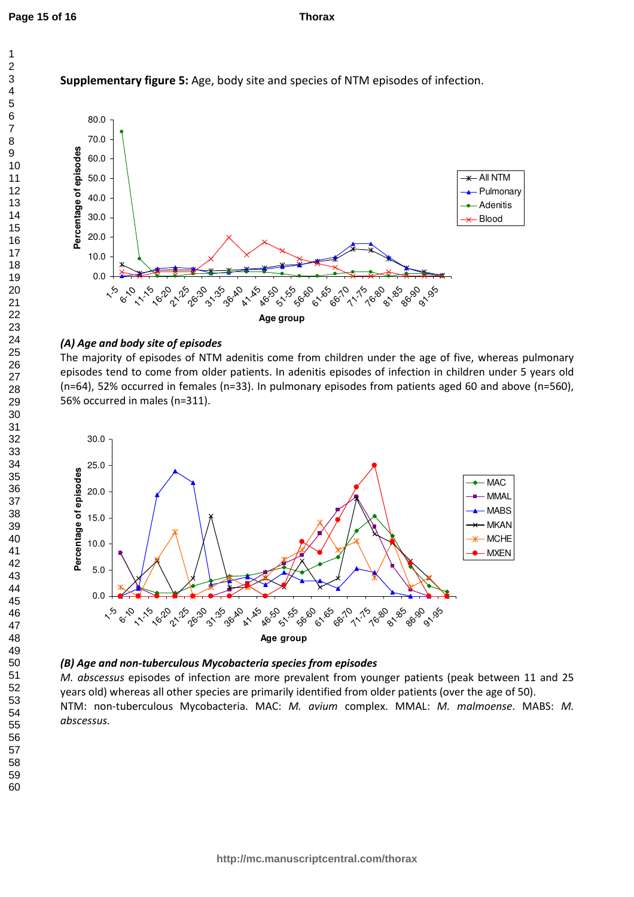**Supplementary figure 5:** Age, body site and species of NTM episodes of infection.

***(A) Age and body site of episodes***

The majority of episodes of NTM adenitis come from children under the age of five, whereas pulmonary episodes tend to come from older patients. In adenitis episodes of infection in children under 5 years old (n=64), 52% occurred in females (n=33). In pulmonary episodes from patients aged 60 and above (n=560), 56% occurred in males (n=311).

***(B) Age and non-tuberculous Mycobacteria species from episodes***

*M. abscessus* episodes of infection are more prevalent from younger patients (peak between 11 and 25 years old) whereas all other species are primarily identified from older patients (over the age of 50).

NTM: non-tuberculous Mycobacteria. MAC: *M. avium* complex. MMAL: *M. malmoense*. MABS: *M. abscessus.*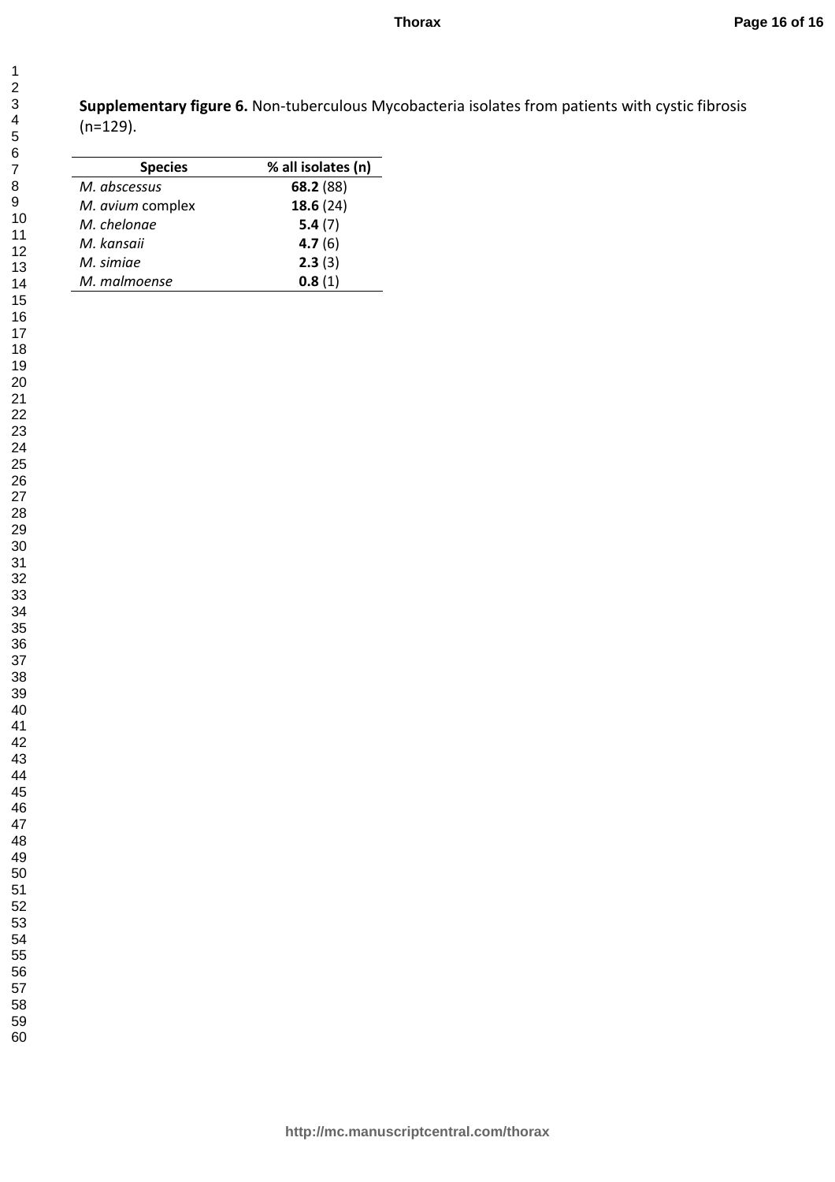**Supplementary figure 6.** Non-tuberculous Mycobacteria isolates from patients with cystic fibrosis (n=129).

| Species | % all isolates (n) |
|---|---|
| *M. abscessus* | **68.2** (88) |
| *M. avium* complex | **18.6** (24) |
| *M. chelonae* | **5.4** (7) |
| *M. kansaii* | **4.7** (6) |
| *M. simiae* | **2.3** (3) |
| *M. malmoense* | **0.8** (1) |